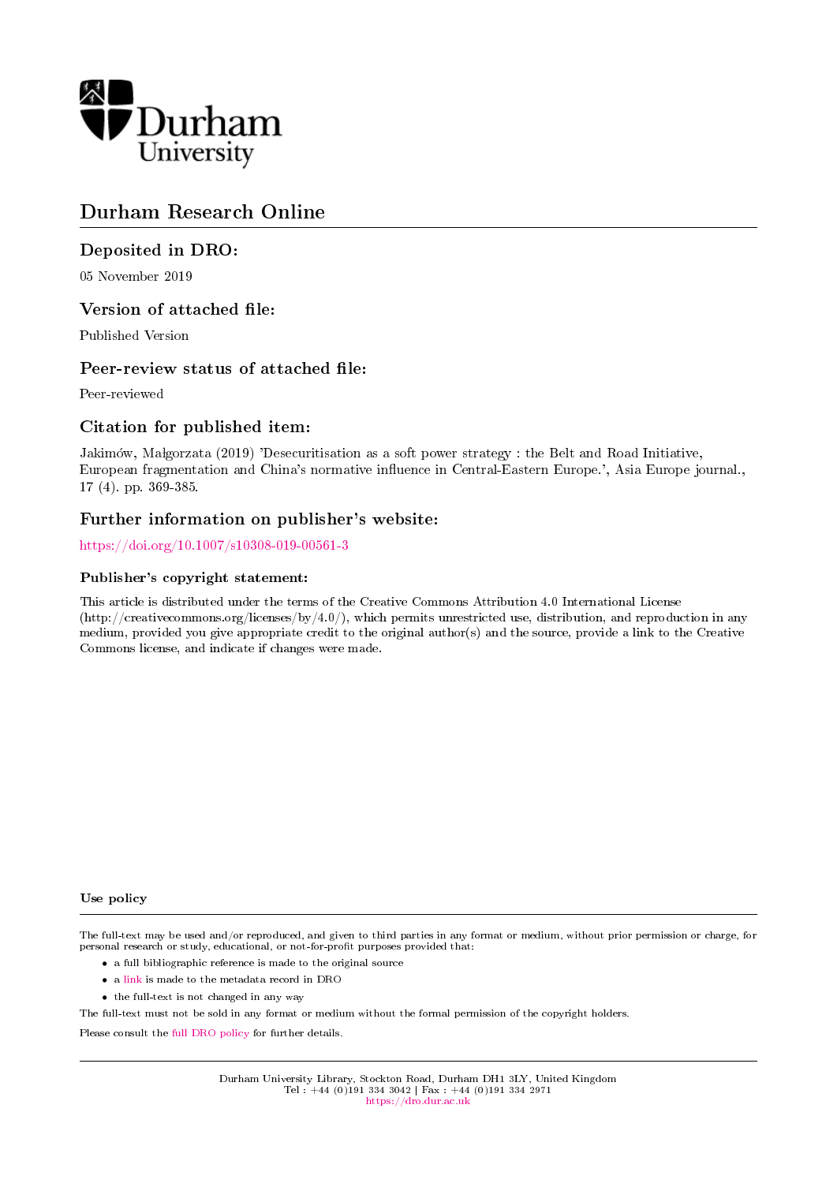Durham University

# Durham Research Online

## Deposited in DRO:

05 November 2019

## Version of attached file:

Published Version

## Peer-review status of attached file:

Peer-reviewed

## Citation for published item:

Jakimów, Małgorzata (2019) 'Desecuritisation as a soft power strategy : the Belt and Road Initiative, European fragmentation and China's normative influence in Central-Eastern Europe.', Asia Europe journal., 17 (4). pp. 369-385.

## Further information on publisher's website:

https://doi.org/10.1007/s10308-019-00561-3

### Publisher's copyright statement:

This article is distributed under the terms of the Creative Commons Attribution 4.0 International License (http://creativecommons.org/licenses/by/4.0/), which permits unrestricted use, distribution, and reproduction in any medium, provided you give appropriate credit to the original author(s) and the source, provide a link to the Creative Commons license, and indicate if changes were made.

### Use policy

The full-text may be used and/or reproduced, and given to third parties in any format or medium, without prior permission or charge, for personal research or study, educational, or not-for-profit purposes provided that:

- a full bibliographic reference is made to the original source
- a link is made to the metadata record in DRO
- the full-text is not changed in any way

The full-text must not be sold in any format or medium without the formal permission of the copyright holders.

Please consult the full DRO policy for further details.

Durham University Library, Stockton Road, Durham DH1 3LY, United Kingdom
Tel : +44 (0)191 334 3042 | Fax : +44 (0)191 334 2971
https://dro.dur.ac.uk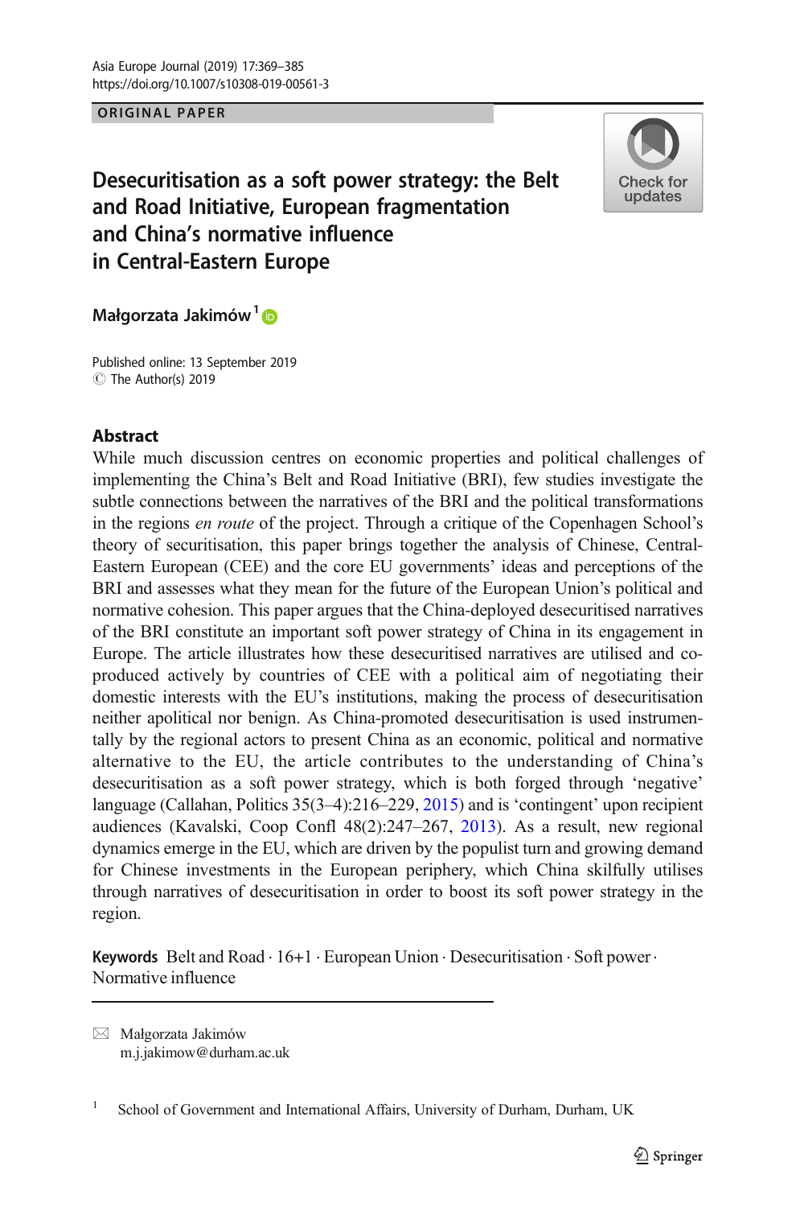ORIGINAL PAPER

# Desecuritisation as a soft power strategy: the Belt and Road Initiative, European fragmentation and China's normative influence in Central-Eastern Europe

**Małgorzata Jakimów**[1]

Published online: 13 September 2019
© The Author(s) 2019

## Abstract

While much discussion centres on economic properties and political challenges of implementing the China's Belt and Road Initiative (BRI), few studies investigate the subtle connections between the narratives of the BRI and the political transformations in the regions *en route* of the project. Through a critique of the Copenhagen School's theory of securitisation, this paper brings together the analysis of Chinese, Central-Eastern European (CEE) and the core EU governments' ideas and perceptions of the BRI and assesses what they mean for the future of the European Union's political and normative cohesion. This paper argues that the China-deployed desecuritised narratives of the BRI constitute an important soft power strategy of China in its engagement in Europe. The article illustrates how these desecuritised narratives are utilised and co-produced actively by countries of CEE with a political aim of negotiating their domestic interests with the EU's institutions, making the process of desecuritisation neither apolitical nor benign. As China-promoted desecuritisation is used instrumentally by the regional actors to present China as an economic, political and normative alternative to the EU, the article contributes to the understanding of China's desecuritisation as a soft power strategy, which is both forged through 'negative' language (Callahan, Politics 35(3–4):216–229, 2015) and is 'contingent' upon recipient audiences (Kavalski, Coop Confl 48(2):247–267, 2013). As a result, new regional dynamics emerge in the EU, which are driven by the populist turn and growing demand for Chinese investments in the European periphery, which China skilfully utilises through narratives of desecuritisation in order to boost its soft power strategy in the region.

**Keywords** Belt and Road · 16+1 · European Union · Desecuritisation · Soft power · Normative influence

✉ Małgorzata Jakimów
m.j.jakimow@durham.ac.uk

[1] School of Government and International Affairs, University of Durham, Durham, UK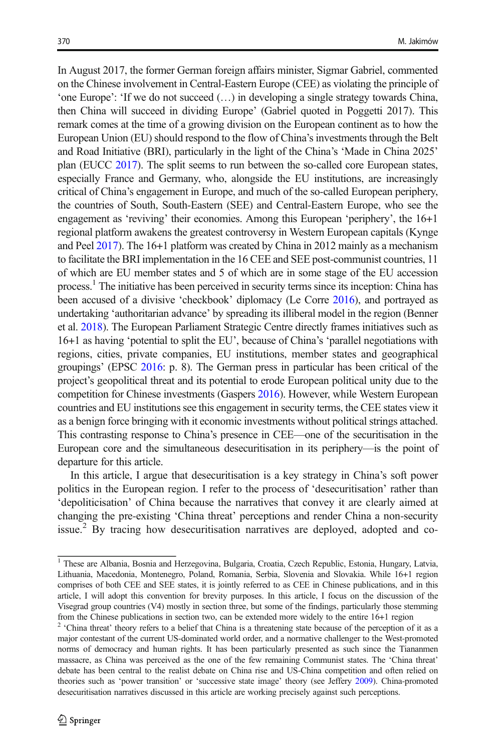In August 2017, the former German foreign affairs minister, Sigmar Gabriel, commented on the Chinese involvement in Central-Eastern Europe (CEE) as violating the principle of 'one Europe': 'If we do not succeed (…) in developing a single strategy towards China, then China will succeed in dividing Europe' (Gabriel quoted in Poggetti 2017). This remark comes at the time of a growing division on the European continent as to how the European Union (EU) should respond to the flow of China's investments through the Belt and Road Initiative (BRI), particularly in the light of the China's 'Made in China 2025' plan (EUCC 2017). The split seems to run between the so-called core European states, especially France and Germany, who, alongside the EU institutions, are increasingly critical of China's engagement in Europe, and much of the so-called European periphery, the countries of South, South-Eastern (SEE) and Central-Eastern Europe, who see the engagement as 'reviving' their economies. Among this European 'periphery', the 16+1 regional platform awakens the greatest controversy in Western European capitals (Kynge and Peel 2017). The 16+1 platform was created by China in 2012 mainly as a mechanism to facilitate the BRI implementation in the 16 CEE and SEE post-communist countries, 11 of which are EU member states and 5 of which are in some stage of the EU accession process.[1] The initiative has been perceived in security terms since its inception: China has been accused of a divisive 'checkbook' diplomacy (Le Corre 2016), and portrayed as undertaking 'authoritarian advance' by spreading its illiberal model in the region (Benner et al. 2018). The European Parliament Strategic Centre directly frames initiatives such as 16+1 as having 'potential to split the EU', because of China's 'parallel negotiations with regions, cities, private companies, EU institutions, member states and geographical groupings' (EPSC 2016: p. 8). The German press in particular has been critical of the project's geopolitical threat and its potential to erode European political unity due to the competition for Chinese investments (Gaspers 2016). However, while Western European countries and EU institutions see this engagement in security terms, the CEE states view it as a benign force bringing with it economic investments without political strings attached. This contrasting response to China's presence in CEE—one of the securitisation in the European core and the simultaneous desecuritisation in its periphery—is the point of departure for this article.

In this article, I argue that desecuritisation is a key strategy in China's soft power politics in the European region. I refer to the process of 'desecuritisation' rather than 'depoliticisation' of China because the narratives that convey it are clearly aimed at changing the pre-existing 'China threat' perceptions and render China a non-security issue.[2] By tracing how desecuritisation narratives are deployed, adopted and co-

[1] These are Albania, Bosnia and Herzegovina, Bulgaria, Croatia, Czech Republic, Estonia, Hungary, Latvia, Lithuania, Macedonia, Montenegro, Poland, Romania, Serbia, Slovenia and Slovakia. While 16+1 region comprises of both CEE and SEE states, it is jointly referred to as CEE in Chinese publications, and in this article, I will adopt this convention for brevity purposes. In this article, I focus on the discussion of the Visegrad group countries (V4) mostly in section three, but some of the findings, particularly those stemming from the Chinese publications in section two, can be extended more widely to the entire 16+1 region

[2] 'China threat' theory refers to a belief that China is a threatening state because of the perception of it as a major contestant of the current US-dominated world order, and a normative challenger to the West-promoted norms of democracy and human rights. It has been particularly presented as such since the Tiananmen massacre, as China was perceived as the one of the few remaining Communist states. The 'China threat' debate has been central to the realist debate on China rise and US-China competition and often relied on theories such as 'power transition' or 'successive state image' theory (see Jeffery 2009). China-promoted desecuritisation narratives discussed in this article are working precisely against such perceptions.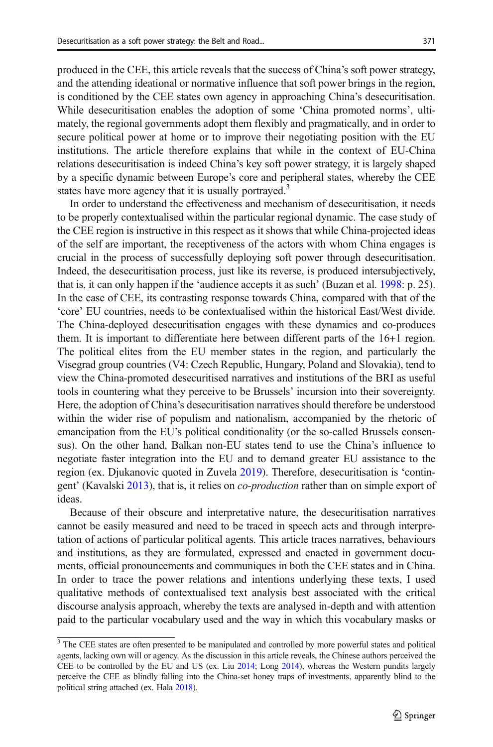produced in the CEE, this article reveals that the success of China's soft power strategy, and the attending ideational or normative influence that soft power brings in the region, is conditioned by the CEE states own agency in approaching China's desecuritisation. While desecuritisation enables the adoption of some 'China promoted norms', ultimately, the regional governments adopt them flexibly and pragmatically, and in order to secure political power at home or to improve their negotiating position with the EU institutions. The article therefore explains that while in the context of EU-China relations desecuritisation is indeed China's key soft power strategy, it is largely shaped by a specific dynamic between Europe's core and peripheral states, whereby the CEE states have more agency that it is usually portrayed.[3]

In order to understand the effectiveness and mechanism of desecuritisation, it needs to be properly contextualised within the particular regional dynamic. The case study of the CEE region is instructive in this respect as it shows that while China-projected ideas of the self are important, the receptiveness of the actors with whom China engages is crucial in the process of successfully deploying soft power through desecuritisation. Indeed, the desecuritisation process, just like its reverse, is produced intersubjectively, that is, it can only happen if the 'audience accepts it as such' (Buzan et al. 1998: p. 25). In the case of CEE, its contrasting response towards China, compared with that of the 'core' EU countries, needs to be contextualised within the historical East/West divide. The China-deployed desecuritisation engages with these dynamics and co-produces them. It is important to differentiate here between different parts of the 16+1 region. The political elites from the EU member states in the region, and particularly the Visegrad group countries (V4: Czech Republic, Hungary, Poland and Slovakia), tend to view the China-promoted desecuritised narratives and institutions of the BRI as useful tools in countering what they perceive to be Brussels' incursion into their sovereignty. Here, the adoption of China's desecuritisation narratives should therefore be understood within the wider rise of populism and nationalism, accompanied by the rhetoric of emancipation from the EU's political conditionality (or the so-called Brussels consensus). On the other hand, Balkan non-EU states tend to use the China's influence to negotiate faster integration into the EU and to demand greater EU assistance to the region (ex. Djukanovic quoted in Zuvela 2019). Therefore, desecuritisation is 'contingent' (Kavalski 2013), that is, it relies on *co-production* rather than on simple export of ideas.

Because of their obscure and interpretative nature, the desecuritisation narratives cannot be easily measured and need to be traced in speech acts and through interpretation of actions of particular political agents. This article traces narratives, behaviours and institutions, as they are formulated, expressed and enacted in government documents, official pronouncements and communiques in both the CEE states and in China. In order to trace the power relations and intentions underlying these texts, I used qualitative methods of contextualised text analysis best associated with the critical discourse analysis approach, whereby the texts are analysed in-depth and with attention paid to the particular vocabulary used and the way in which this vocabulary masks or

---

[3] The CEE states are often presented to be manipulated and controlled by more powerful states and political agents, lacking own will or agency. As the discussion in this article reveals, the Chinese authors perceived the CEE to be controlled by the EU and US (ex. Liu 2014; Long 2014), whereas the Western pundits largely perceive the CEE as blindly falling into the China-set honey traps of investments, apparently blind to the political string attached (ex. Hala 2018).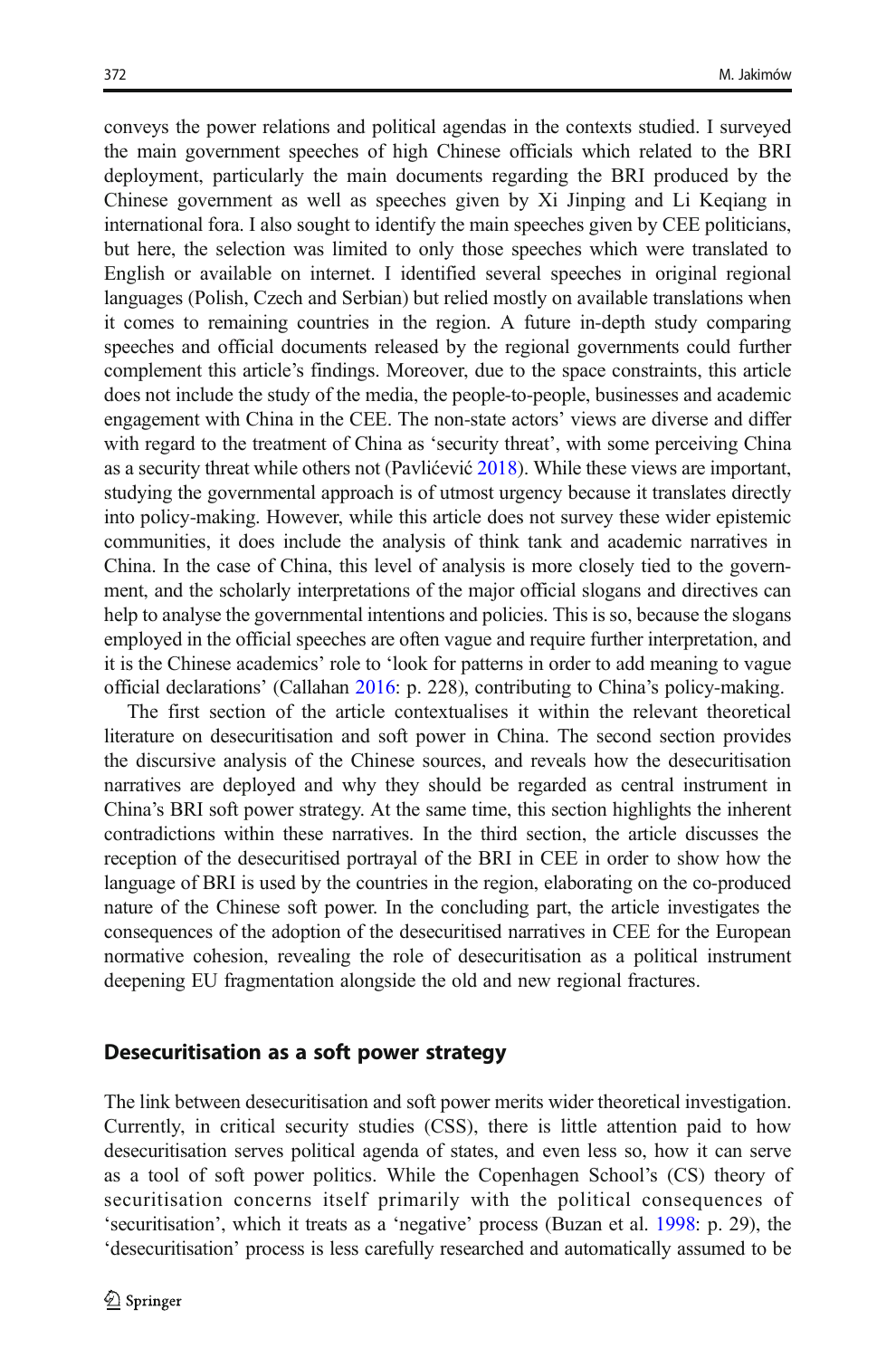conveys the power relations and political agendas in the contexts studied. I surveyed the main government speeches of high Chinese officials which related to the BRI deployment, particularly the main documents regarding the BRI produced by the Chinese government as well as speeches given by Xi Jinping and Li Keqiang in international fora. I also sought to identify the main speeches given by CEE politicians, but here, the selection was limited to only those speeches which were translated to English or available on internet. I identified several speeches in original regional languages (Polish, Czech and Serbian) but relied mostly on available translations when it comes to remaining countries in the region. A future in-depth study comparing speeches and official documents released by the regional governments could further complement this article's findings. Moreover, due to the space constraints, this article does not include the study of the media, the people-to-people, businesses and academic engagement with China in the CEE. The non-state actors' views are diverse and differ with regard to the treatment of China as 'security threat', with some perceiving China as a security threat while others not (Pavlićević 2018). While these views are important, studying the governmental approach is of utmost urgency because it translates directly into policy-making. However, while this article does not survey these wider epistemic communities, it does include the analysis of think tank and academic narratives in China. In the case of China, this level of analysis is more closely tied to the government, and the scholarly interpretations of the major official slogans and directives can help to analyse the governmental intentions and policies. This is so, because the slogans employed in the official speeches are often vague and require further interpretation, and it is the Chinese academics' role to 'look for patterns in order to add meaning to vague official declarations' (Callahan 2016: p. 228), contributing to China's policy-making.

The first section of the article contextualises it within the relevant theoretical literature on desecuritisation and soft power in China. The second section provides the discursive analysis of the Chinese sources, and reveals how the desecuritisation narratives are deployed and why they should be regarded as central instrument in China's BRI soft power strategy. At the same time, this section highlights the inherent contradictions within these narratives. In the third section, the article discusses the reception of the desecuritised portrayal of the BRI in CEE in order to show how the language of BRI is used by the countries in the region, elaborating on the co-produced nature of the Chinese soft power. In the concluding part, the article investigates the consequences of the adoption of the desecuritised narratives in CEE for the European normative cohesion, revealing the role of desecuritisation as a political instrument deepening EU fragmentation alongside the old and new regional fractures.

## Desecuritisation as a soft power strategy

The link between desecuritisation and soft power merits wider theoretical investigation. Currently, in critical security studies (CSS), there is little attention paid to how desecuritisation serves political agenda of states, and even less so, how it can serve as a tool of soft power politics. While the Copenhagen School's (CS) theory of securitisation concerns itself primarily with the political consequences of 'securitisation', which it treats as a 'negative' process (Buzan et al. 1998: p. 29), the 'desecuritisation' process is less carefully researched and automatically assumed to be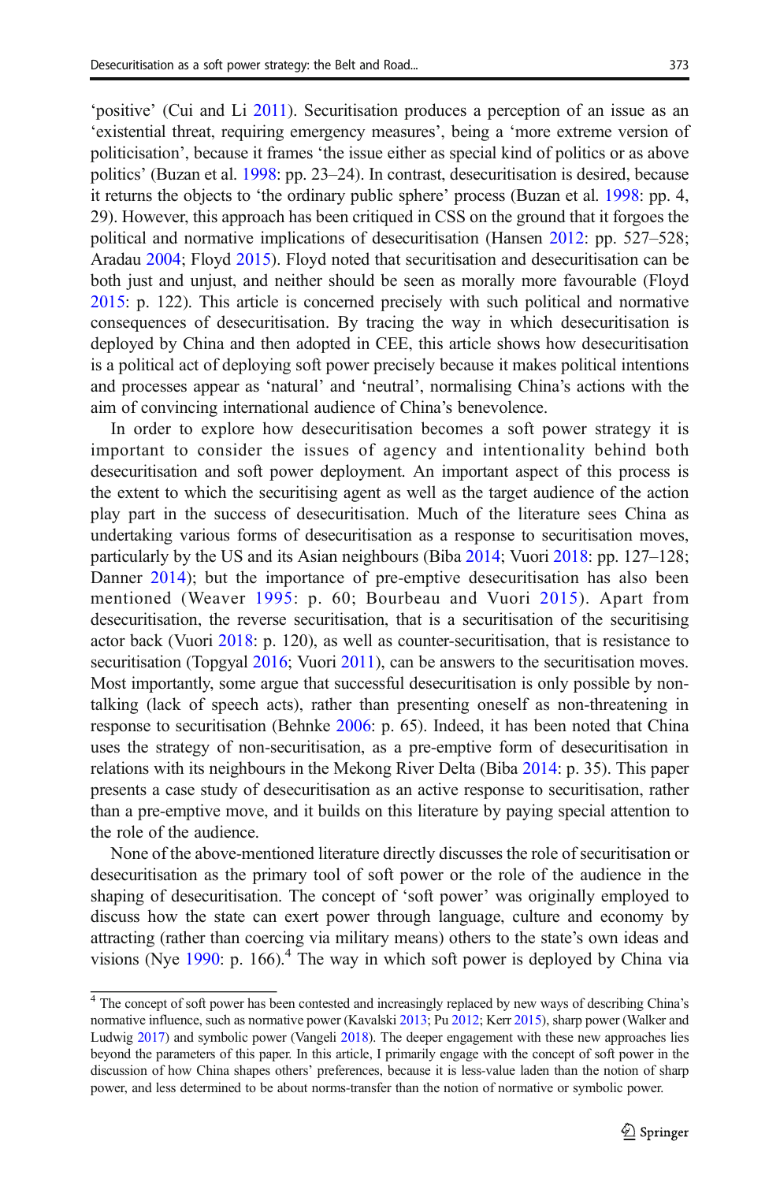'positive' (Cui and Li 2011). Securitisation produces a perception of an issue as an 'existential threat, requiring emergency measures', being a 'more extreme version of politicisation', because it frames 'the issue either as special kind of politics or as above politics' (Buzan et al. 1998: pp. 23–24). In contrast, desecuritisation is desired, because it returns the objects to 'the ordinary public sphere' process (Buzan et al. 1998: pp. 4, 29). However, this approach has been critiqued in CSS on the ground that it forgoes the political and normative implications of desecuritisation (Hansen 2012: pp. 527–528; Aradau 2004; Floyd 2015). Floyd noted that securitisation and desecuritisation can be both just and unjust, and neither should be seen as morally more favourable (Floyd 2015: p. 122). This article is concerned precisely with such political and normative consequences of desecuritisation. By tracing the way in which desecuritisation is deployed by China and then adopted in CEE, this article shows how desecuritisation is a political act of deploying soft power precisely because it makes political intentions and processes appear as 'natural' and 'neutral', normalising China's actions with the aim of convincing international audience of China's benevolence.

In order to explore how desecuritisation becomes a soft power strategy it is important to consider the issues of agency and intentionality behind both desecuritisation and soft power deployment. An important aspect of this process is the extent to which the securitising agent as well as the target audience of the action play part in the success of desecuritisation. Much of the literature sees China as undertaking various forms of desecuritisation as a response to securitisation moves, particularly by the US and its Asian neighbours (Biba 2014; Vuori 2018: pp. 127–128; Danner 2014); but the importance of pre-emptive desecuritisation has also been mentioned (Weaver 1995: p. 60; Bourbeau and Vuori 2015). Apart from desecuritisation, the reverse securitisation, that is a securitisation of the securitising actor back (Vuori 2018: p. 120), as well as counter-securitisation, that is resistance to securitisation (Topgyal 2016; Vuori 2011), can be answers to the securitisation moves. Most importantly, some argue that successful desecuritisation is only possible by non-talking (lack of speech acts), rather than presenting oneself as non-threatening in response to securitisation (Behnke 2006: p. 65). Indeed, it has been noted that China uses the strategy of non-securitisation, as a pre-emptive form of desecuritisation in relations with its neighbours in the Mekong River Delta (Biba 2014: p. 35). This paper presents a case study of desecuritisation as an active response to securitisation, rather than a pre-emptive move, and it builds on this literature by paying special attention to the role of the audience.

None of the above-mentioned literature directly discusses the role of securitisation or desecuritisation as the primary tool of soft power or the role of the audience in the shaping of desecuritisation. The concept of 'soft power' was originally employed to discuss how the state can exert power through language, culture and economy by attracting (rather than coercing via military means) others to the state's own ideas and visions (Nye 1990: p. 166).[4] The way in which soft power is deployed by China via

[4] The concept of soft power has been contested and increasingly replaced by new ways of describing China's normative influence, such as normative power (Kavalski 2013; Pu 2012; Kerr 2015), sharp power (Walker and Ludwig 2017) and symbolic power (Vangeli 2018). The deeper engagement with these new approaches lies beyond the parameters of this paper. In this article, I primarily engage with the concept of soft power in the discussion of how China shapes others' preferences, because it is less-value laden than the notion of sharp power, and less determined to be about norms-transfer than the notion of normative or symbolic power.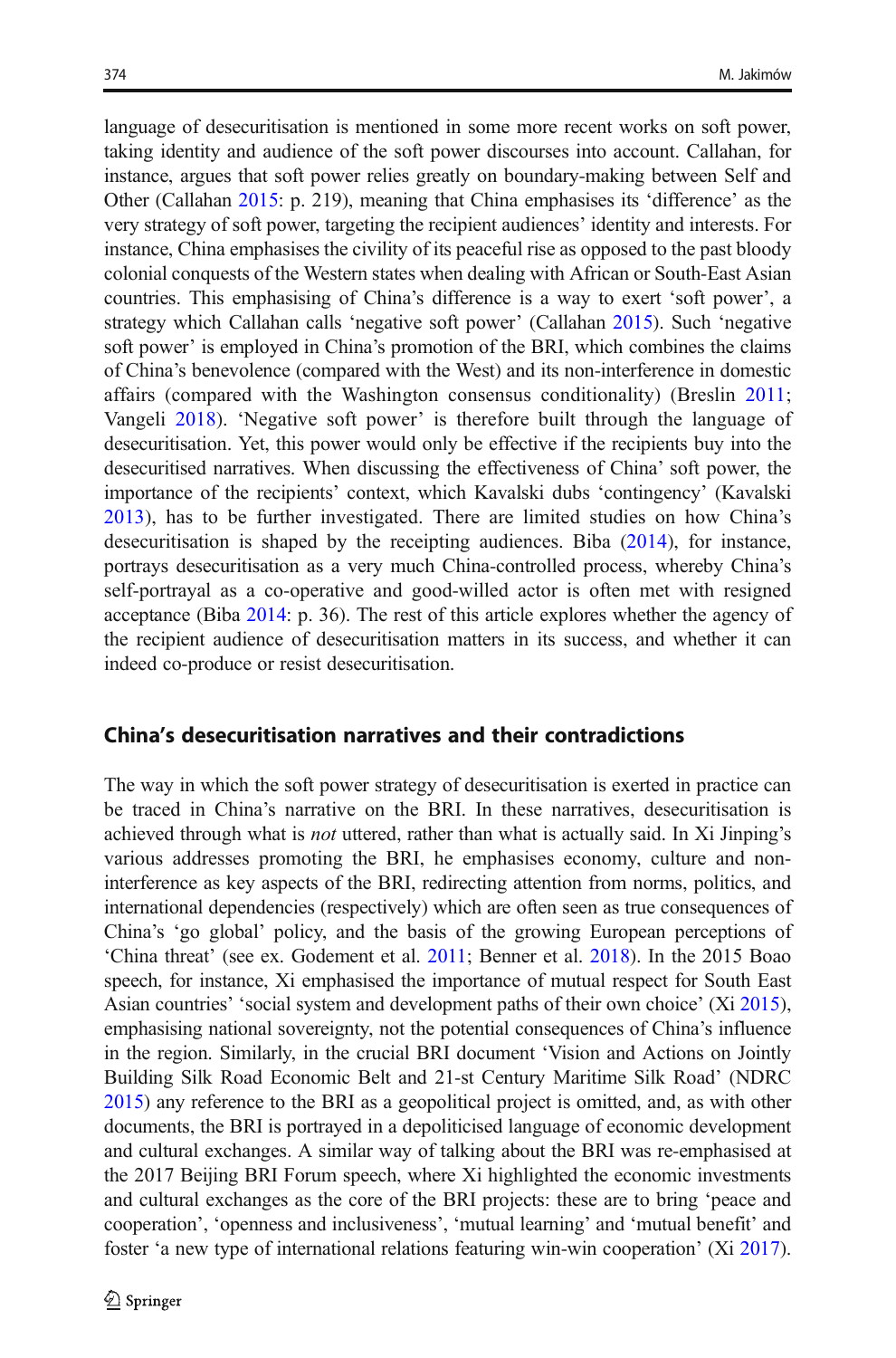language of desecuritisation is mentioned in some more recent works on soft power, taking identity and audience of the soft power discourses into account. Callahan, for instance, argues that soft power relies greatly on boundary-making between Self and Other (Callahan 2015: p. 219), meaning that China emphasises its 'difference' as the very strategy of soft power, targeting the recipient audiences' identity and interests. For instance, China emphasises the civility of its peaceful rise as opposed to the past bloody colonial conquests of the Western states when dealing with African or South-East Asian countries. This emphasising of China's difference is a way to exert 'soft power', a strategy which Callahan calls 'negative soft power' (Callahan 2015). Such 'negative soft power' is employed in China's promotion of the BRI, which combines the claims of China's benevolence (compared with the West) and its non-interference in domestic affairs (compared with the Washington consensus conditionality) (Breslin 2011; Vangeli 2018). 'Negative soft power' is therefore built through the language of desecuritisation. Yet, this power would only be effective if the recipients buy into the desecuritised narratives. When discussing the effectiveness of China' soft power, the importance of the recipients' context, which Kavalski dubs 'contingency' (Kavalski 2013), has to be further investigated. There are limited studies on how China's desecuritisation is shaped by the receipting audiences. Biba (2014), for instance, portrays desecuritisation as a very much China-controlled process, whereby China's self-portrayal as a co-operative and good-willed actor is often met with resigned acceptance (Biba 2014: p. 36). The rest of this article explores whether the agency of the recipient audience of desecuritisation matters in its success, and whether it can indeed co-produce or resist desecuritisation.

## China's desecuritisation narratives and their contradictions

The way in which the soft power strategy of desecuritisation is exerted in practice can be traced in China's narrative on the BRI. In these narratives, desecuritisation is achieved through what is *not* uttered, rather than what is actually said. In Xi Jinping's various addresses promoting the BRI, he emphasises economy, culture and non-interference as key aspects of the BRI, redirecting attention from norms, politics, and international dependencies (respectively) which are often seen as true consequences of China's 'go global' policy, and the basis of the growing European perceptions of 'China threat' (see ex. Godement et al. 2011; Benner et al. 2018). In the 2015 Boao speech, for instance, Xi emphasised the importance of mutual respect for South East Asian countries' 'social system and development paths of their own choice' (Xi 2015), emphasising national sovereignty, not the potential consequences of China's influence in the region. Similarly, in the crucial BRI document 'Vision and Actions on Jointly Building Silk Road Economic Belt and 21-st Century Maritime Silk Road' (NDRC 2015) any reference to the BRI as a geopolitical project is omitted, and, as with other documents, the BRI is portrayed in a depoliticised language of economic development and cultural exchanges. A similar way of talking about the BRI was re-emphasised at the 2017 Beijing BRI Forum speech, where Xi highlighted the economic investments and cultural exchanges as the core of the BRI projects: these are to bring 'peace and cooperation', 'openness and inclusiveness', 'mutual learning' and 'mutual benefit' and foster 'a new type of international relations featuring win-win cooperation' (Xi 2017).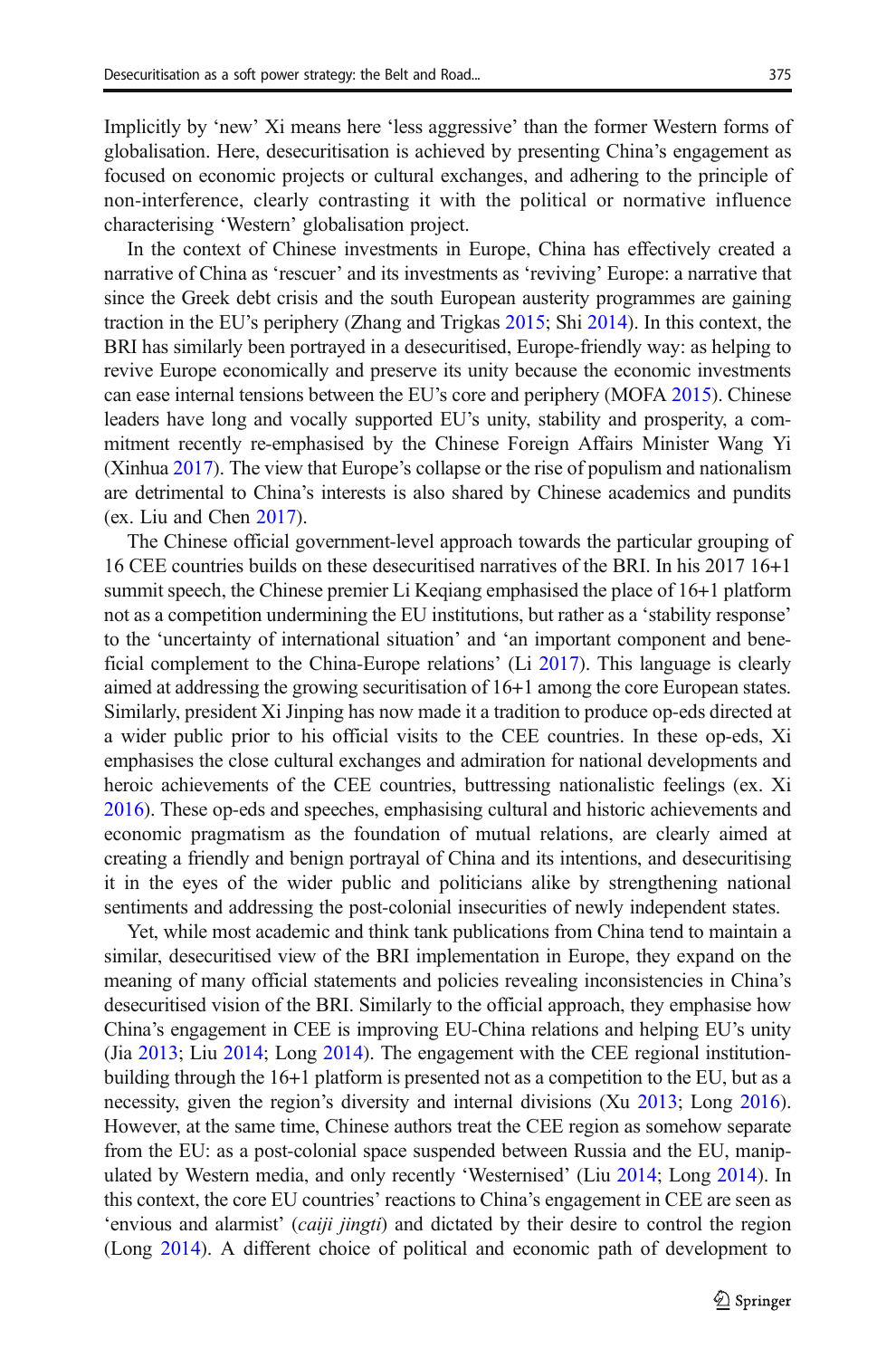Implicitly by 'new' Xi means here 'less aggressive' than the former Western forms of globalisation. Here, desecuritisation is achieved by presenting China's engagement as focused on economic projects or cultural exchanges, and adhering to the principle of non-interference, clearly contrasting it with the political or normative influence characterising 'Western' globalisation project.

In the context of Chinese investments in Europe, China has effectively created a narrative of China as 'rescuer' and its investments as 'reviving' Europe: a narrative that since the Greek debt crisis and the south European austerity programmes are gaining traction in the EU's periphery (Zhang and Trigkas 2015; Shi 2014). In this context, the BRI has similarly been portrayed in a desecuritised, Europe-friendly way: as helping to revive Europe economically and preserve its unity because the economic investments can ease internal tensions between the EU's core and periphery (MOFA 2015). Chinese leaders have long and vocally supported EU's unity, stability and prosperity, a commitment recently re-emphasised by the Chinese Foreign Affairs Minister Wang Yi (Xinhua 2017). The view that Europe's collapse or the rise of populism and nationalism are detrimental to China's interests is also shared by Chinese academics and pundits (ex. Liu and Chen 2017).

The Chinese official government-level approach towards the particular grouping of 16 CEE countries builds on these desecuritised narratives of the BRI. In his 2017 16+1 summit speech, the Chinese premier Li Keqiang emphasised the place of 16+1 platform not as a competition undermining the EU institutions, but rather as a 'stability response' to the 'uncertainty of international situation' and 'an important component and beneficial complement to the China-Europe relations' (Li 2017). This language is clearly aimed at addressing the growing securitisation of 16+1 among the core European states. Similarly, president Xi Jinping has now made it a tradition to produce op-eds directed at a wider public prior to his official visits to the CEE countries. In these op-eds, Xi emphasises the close cultural exchanges and admiration for national developments and heroic achievements of the CEE countries, buttressing nationalistic feelings (ex. Xi 2016). These op-eds and speeches, emphasising cultural and historic achievements and economic pragmatism as the foundation of mutual relations, are clearly aimed at creating a friendly and benign portrayal of China and its intentions, and desecuritising it in the eyes of the wider public and politicians alike by strengthening national sentiments and addressing the post-colonial insecurities of newly independent states.

Yet, while most academic and think tank publications from China tend to maintain a similar, desecuritised view of the BRI implementation in Europe, they expand on the meaning of many official statements and policies revealing inconsistencies in China's desecuritised vision of the BRI. Similarly to the official approach, they emphasise how China's engagement in CEE is improving EU-China relations and helping EU's unity (Jia 2013; Liu 2014; Long 2014). The engagement with the CEE regional institution-building through the 16+1 platform is presented not as a competition to the EU, but as a necessity, given the region's diversity and internal divisions (Xu 2013; Long 2016). However, at the same time, Chinese authors treat the CEE region as somehow separate from the EU: as a post-colonial space suspended between Russia and the EU, manipulated by Western media, and only recently 'Westernised' (Liu 2014; Long 2014). In this context, the core EU countries' reactions to China's engagement in CEE are seen as 'envious and alarmist' (*caiji jingti*) and dictated by their desire to control the region (Long 2014). A different choice of political and economic path of development to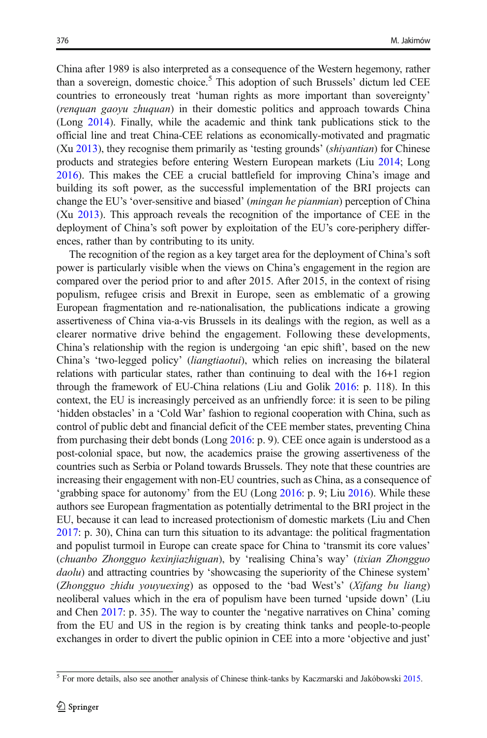China after 1989 is also interpreted as a consequence of the Western hegemony, rather than a sovereign, domestic choice.[5] This adoption of such Brussels' dictum led CEE countries to erroneously treat 'human rights as more important than sovereignty' (*renquan gaoyu zhuquan*) in their domestic politics and approach towards China (Long 2014). Finally, while the academic and think tank publications stick to the official line and treat China-CEE relations as economically-motivated and pragmatic (Xu 2013), they recognise them primarily as 'testing grounds' (*shiyantian*) for Chinese products and strategies before entering Western European markets (Liu 2014; Long 2016). This makes the CEE a crucial battlefield for improving China's image and building its soft power, as the successful implementation of the BRI projects can change the EU's 'over-sensitive and biased' (*mingan he pianmian*) perception of China (Xu 2013). This approach reveals the recognition of the importance of CEE in the deployment of China's soft power by exploitation of the EU's core-periphery differences, rather than by contributing to its unity.

The recognition of the region as a key target area for the deployment of China's soft power is particularly visible when the views on China's engagement in the region are compared over the period prior to and after 2015. After 2015, in the context of rising populism, refugee crisis and Brexit in Europe, seen as emblematic of a growing European fragmentation and re-nationalisation, the publications indicate a growing assertiveness of China via-a-vis Brussels in its dealings with the region, as well as a clearer normative drive behind the engagement. Following these developments, China's relationship with the region is undergoing 'an epic shift', based on the new China's 'two-legged policy' (*liangtiaotui*), which relies on increasing the bilateral relations with particular states, rather than continuing to deal with the 16+1 region through the framework of EU-China relations (Liu and Golik 2016: p. 118). In this context, the EU is increasingly perceived as an unfriendly force: it is seen to be piling 'hidden obstacles' in a 'Cold War' fashion to regional cooperation with China, such as control of public debt and financial deficit of the CEE member states, preventing China from purchasing their debt bonds (Long 2016: p. 9). CEE once again is understood as a post-colonial space, but now, the academics praise the growing assertiveness of the countries such as Serbia or Poland towards Brussels. They note that these countries are increasing their engagement with non-EU countries, such as China, as a consequence of 'grabbing space for autonomy' from the EU (Long 2016: p. 9; Liu 2016). While these authors see European fragmentation as potentially detrimental to the BRI project in the EU, because it can lead to increased protectionism of domestic markets (Liu and Chen 2017: p. 30), China can turn this situation to its advantage: the political fragmentation and populist turmoil in Europe can create space for China to 'transmit its core values' (*chuanbo Zhongguo kexinjiazhiguan*), by 'realising China's way' (*tixian Zhongguo daolu*) and attracting countries by 'showcasing the superiority of the Chinese system' (*Zhongguo zhidu youyuexing*) as opposed to the 'bad West's' (*Xifang bu liang*) neoliberal values which in the era of populism have been turned 'upside down' (Liu and Chen 2017: p. 35). The way to counter the 'negative narratives on China' coming from the EU and US in the region is by creating think tanks and people-to-people exchanges in order to divert the public opinion in CEE into a more 'objective and just'

[5] For more details, also see another analysis of Chinese think-tanks by Kaczmarski and Jakóbowski 2015.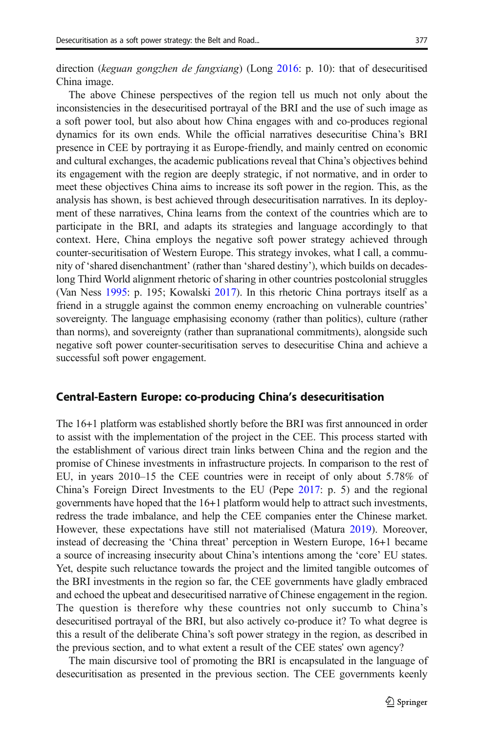direction (*keguan gongzhen de fangxiang*) (Long 2016: p. 10): that of desecuritised China image.

The above Chinese perspectives of the region tell us much not only about the inconsistencies in the desecuritised portrayal of the BRI and the use of such image as a soft power tool, but also about how China engages with and co-produces regional dynamics for its own ends. While the official narratives desecuritise China's BRI presence in CEE by portraying it as Europe-friendly, and mainly centred on economic and cultural exchanges, the academic publications reveal that China's objectives behind its engagement with the region are deeply strategic, if not normative, and in order to meet these objectives China aims to increase its soft power in the region. This, as the analysis has shown, is best achieved through desecuritisation narratives. In its deployment of these narratives, China learns from the context of the countries which are to participate in the BRI, and adapts its strategies and language accordingly to that context. Here, China employs the negative soft power strategy achieved through counter-securitisation of Western Europe. This strategy invokes, what I call, a community of 'shared disenchantment' (rather than 'shared destiny'), which builds on decades-long Third World alignment rhetoric of sharing in other countries postcolonial struggles (Van Ness 1995: p. 195; Kowalski 2017). In this rhetoric China portrays itself as a friend in a struggle against the common enemy encroaching on vulnerable countries' sovereignty. The language emphasising economy (rather than politics), culture (rather than norms), and sovereignty (rather than supranational commitments), alongside such negative soft power counter-securitisation serves to desecuritise China and achieve a successful soft power engagement.

## Central-Eastern Europe: co-producing China's desecuritisation

The 16+1 platform was established shortly before the BRI was first announced in order to assist with the implementation of the project in the CEE. This process started with the establishment of various direct train links between China and the region and the promise of Chinese investments in infrastructure projects. In comparison to the rest of EU, in years 2010–15 the CEE countries were in receipt of only about 5.78% of China's Foreign Direct Investments to the EU (Pepe 2017: p. 5) and the regional governments have hoped that the 16+1 platform would help to attract such investments, redress the trade imbalance, and help the CEE companies enter the Chinese market. However, these expectations have still not materialised (Matura 2019). Moreover, instead of decreasing the 'China threat' perception in Western Europe, 16+1 became a source of increasing insecurity about China's intentions among the 'core' EU states. Yet, despite such reluctance towards the project and the limited tangible outcomes of the BRI investments in the region so far, the CEE governments have gladly embraced and echoed the upbeat and desecuritised narrative of Chinese engagement in the region. The question is therefore why these countries not only succumb to China's desecuritised portrayal of the BRI, but also actively co-produce it? To what degree is this a result of the deliberate China's soft power strategy in the region, as described in the previous section, and to what extent a result of the CEE states' own agency?

The main discursive tool of promoting the BRI is encapsulated in the language of desecuritisation as presented in the previous section. The CEE governments keenly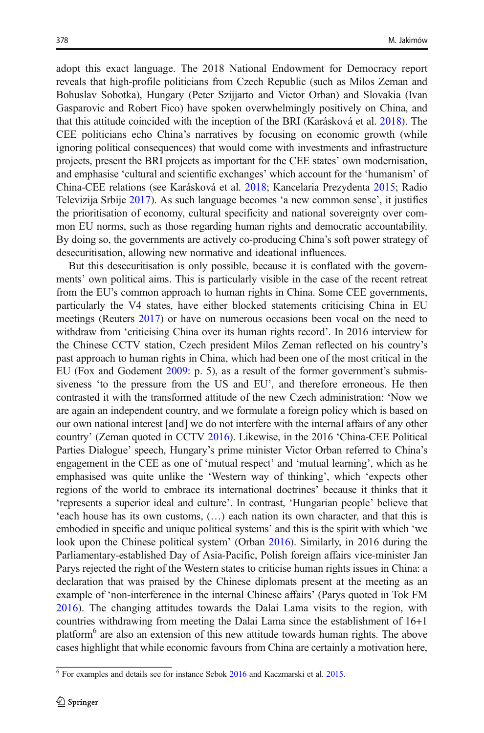adopt this exact language. The 2018 National Endowment for Democracy report reveals that high-profile politicians from Czech Republic (such as Milos Zeman and Bohuslav Sobotka), Hungary (Peter Szijjarto and Victor Orban) and Slovakia (Ivan Gasparovic and Robert Fico) have spoken overwhelmingly positively on China, and that this attitude coincided with the inception of the BRI (Karásková et al. 2018). The CEE politicians echo China's narratives by focusing on economic growth (while ignoring political consequences) that would come with investments and infrastructure projects, present the BRI projects as important for the CEE states' own modernisation, and emphasise 'cultural and scientific exchanges' which account for the 'humanism' of China-CEE relations (see Karásková et al. 2018; Kancelaria Prezydenta 2015; Radio Televizija Srbije 2017). As such language becomes 'a new common sense', it justifies the prioritisation of economy, cultural specificity and national sovereignty over common EU norms, such as those regarding human rights and democratic accountability. By doing so, the governments are actively co-producing China's soft power strategy of desecuritisation, allowing new normative and ideational influences.

But this desecuritisation is only possible, because it is conflated with the governments' own political aims. This is particularly visible in the case of the recent retreat from the EU's common approach to human rights in China. Some CEE governments, particularly the V4 states, have either blocked statements criticising China in EU meetings (Reuters 2017) or have on numerous occasions been vocal on the need to withdraw from 'criticising China over its human rights record'. In 2016 interview for the Chinese CCTV station, Czech president Milos Zeman reflected on his country's past approach to human rights in China, which had been one of the most critical in the EU (Fox and Godement 2009: p. 5), as a result of the former government's submissiveness 'to the pressure from the US and EU', and therefore erroneous. He then contrasted it with the transformed attitude of the new Czech administration: 'Now we are again an independent country, and we formulate a foreign policy which is based on our own national interest [and] we do not interfere with the internal affairs of any other country' (Zeman quoted in CCTV 2016). Likewise, in the 2016 'China-CEE Political Parties Dialogue' speech, Hungary's prime minister Victor Orban referred to China's engagement in the CEE as one of 'mutual respect' and 'mutual learning', which as he emphasised was quite unlike the 'Western way of thinking', which 'expects other regions of the world to embrace its international doctrines' because it thinks that it 'represents a superior ideal and culture'. In contrast, 'Hungarian people' believe that 'each house has its own customs, (…) each nation its own character, and that this is embodied in specific and unique political systems' and this is the spirit with which 'we look upon the Chinese political system' (Orban 2016). Similarly, in 2016 during the Parliamentary-established Day of Asia-Pacific, Polish foreign affairs vice-minister Jan Parys rejected the right of the Western states to criticise human rights issues in China: a declaration that was praised by the Chinese diplomats present at the meeting as an example of 'non-interference in the internal Chinese affairs' (Parys quoted in Tok FM 2016). The changing attitudes towards the Dalai Lama visits to the region, with countries withdrawing from meeting the Dalai Lama since the establishment of 16+1 platform[6] are also an extension of this new attitude towards human rights. The above cases highlight that while economic favours from China are certainly a motivation here,

[6] For examples and details see for instance Sebok 2016 and Kaczmarski et al. 2015.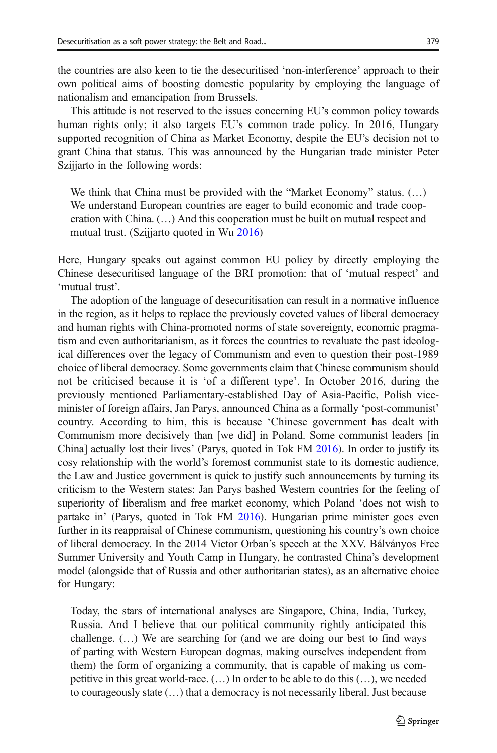the countries are also keen to tie the desecuritised 'non-interference' approach to their own political aims of boosting domestic popularity by employing the language of nationalism and emancipation from Brussels.

This attitude is not reserved to the issues concerning EU's common policy towards human rights only; it also targets EU's common trade policy. In 2016, Hungary supported recognition of China as Market Economy, despite the EU's decision not to grant China that status. This was announced by the Hungarian trade minister Peter Szijjarto in the following words:

> We think that China must be provided with the "Market Economy" status. (…) We understand European countries are eager to build economic and trade cooperation with China. (…) And this cooperation must be built on mutual respect and mutual trust. (Szijjarto quoted in Wu 2016)

Here, Hungary speaks out against common EU policy by directly employing the Chinese desecuritised language of the BRI promotion: that of 'mutual respect' and 'mutual trust'.

The adoption of the language of desecuritisation can result in a normative influence in the region, as it helps to replace the previously coveted values of liberal democracy and human rights with China-promoted norms of state sovereignty, economic pragmatism and even authoritarianism, as it forces the countries to revaluate the past ideological differences over the legacy of Communism and even to question their post-1989 choice of liberal democracy. Some governments claim that Chinese communism should not be criticised because it is 'of a different type'. In October 2016, during the previously mentioned Parliamentary-established Day of Asia-Pacific, Polish vice-minister of foreign affairs, Jan Parys, announced China as a formally 'post-communist' country. According to him, this is because 'Chinese government has dealt with Communism more decisively than [we did] in Poland. Some communist leaders [in China] actually lost their lives' (Parys, quoted in Tok FM 2016). In order to justify its cosy relationship with the world's foremost communist state to its domestic audience, the Law and Justice government is quick to justify such announcements by turning its criticism to the Western states: Jan Parys bashed Western countries for the feeling of superiority of liberalism and free market economy, which Poland 'does not wish to partake in' (Parys, quoted in Tok FM 2016). Hungarian prime minister goes even further in its reappraisal of Chinese communism, questioning his country's own choice of liberal democracy. In the 2014 Victor Orban's speech at the XXV. Bálványos Free Summer University and Youth Camp in Hungary, he contrasted China's development model (alongside that of Russia and other authoritarian states), as an alternative choice for Hungary:

> Today, the stars of international analyses are Singapore, China, India, Turkey, Russia. And I believe that our political community rightly anticipated this challenge. (…) We are searching for (and we are doing our best to find ways of parting with Western European dogmas, making ourselves independent from them) the form of organizing a community, that is capable of making us competitive in this great world-race. (…) In order to be able to do this (…), we needed to courageously state (…) that a democracy is not necessarily liberal. Just because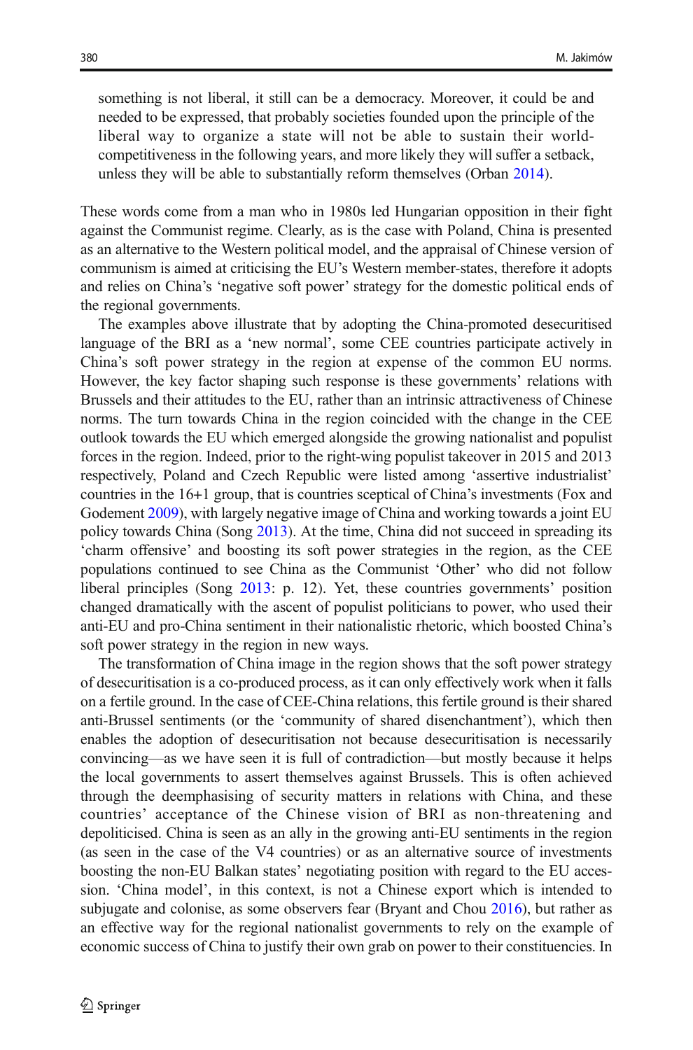> something is not liberal, it still can be a democracy. Moreover, it could be and needed to be expressed, that probably societies founded upon the principle of the liberal way to organize a state will not be able to sustain their world-competitiveness in the following years, and more likely they will suffer a setback, unless they will be able to substantially reform themselves (Orban 2014).

These words come from a man who in 1980s led Hungarian opposition in their fight against the Communist regime. Clearly, as is the case with Poland, China is presented as an alternative to the Western political model, and the appraisal of Chinese version of communism is aimed at criticising the EU's Western member-states, therefore it adopts and relies on China's 'negative soft power' strategy for the domestic political ends of the regional governments.

The examples above illustrate that by adopting the China-promoted desecuritised language of the BRI as a 'new normal', some CEE countries participate actively in China's soft power strategy in the region at expense of the common EU norms. However, the key factor shaping such response is these governments' relations with Brussels and their attitudes to the EU, rather than an intrinsic attractiveness of Chinese norms. The turn towards China in the region coincided with the change in the CEE outlook towards the EU which emerged alongside the growing nationalist and populist forces in the region. Indeed, prior to the right-wing populist takeover in 2015 and 2013 respectively, Poland and Czech Republic were listed among 'assertive industrialist' countries in the 16+1 group, that is countries sceptical of China's investments (Fox and Godement 2009), with largely negative image of China and working towards a joint EU policy towards China (Song 2013). At the time, China did not succeed in spreading its 'charm offensive' and boosting its soft power strategies in the region, as the CEE populations continued to see China as the Communist 'Other' who did not follow liberal principles (Song 2013: p. 12). Yet, these countries governments' position changed dramatically with the ascent of populist politicians to power, who used their anti-EU and pro-China sentiment in their nationalistic rhetoric, which boosted China's soft power strategy in the region in new ways.

The transformation of China image in the region shows that the soft power strategy of desecuritisation is a co-produced process, as it can only effectively work when it falls on a fertile ground. In the case of CEE-China relations, this fertile ground is their shared anti-Brussel sentiments (or the 'community of shared disenchantment'), which then enables the adoption of desecuritisation not because desecuritisation is necessarily convincing—as we have seen it is full of contradiction—but mostly because it helps the local governments to assert themselves against Brussels. This is often achieved through the deemphasising of security matters in relations with China, and these countries' acceptance of the Chinese vision of BRI as non-threatening and depoliticised. China is seen as an ally in the growing anti-EU sentiments in the region (as seen in the case of the V4 countries) or as an alternative source of investments boosting the non-EU Balkan states' negotiating position with regard to the EU accession. 'China model', in this context, is not a Chinese export which is intended to subjugate and colonise, as some observers fear (Bryant and Chou 2016), but rather as an effective way for the regional nationalist governments to rely on the example of economic success of China to justify their own grab on power to their constituencies. In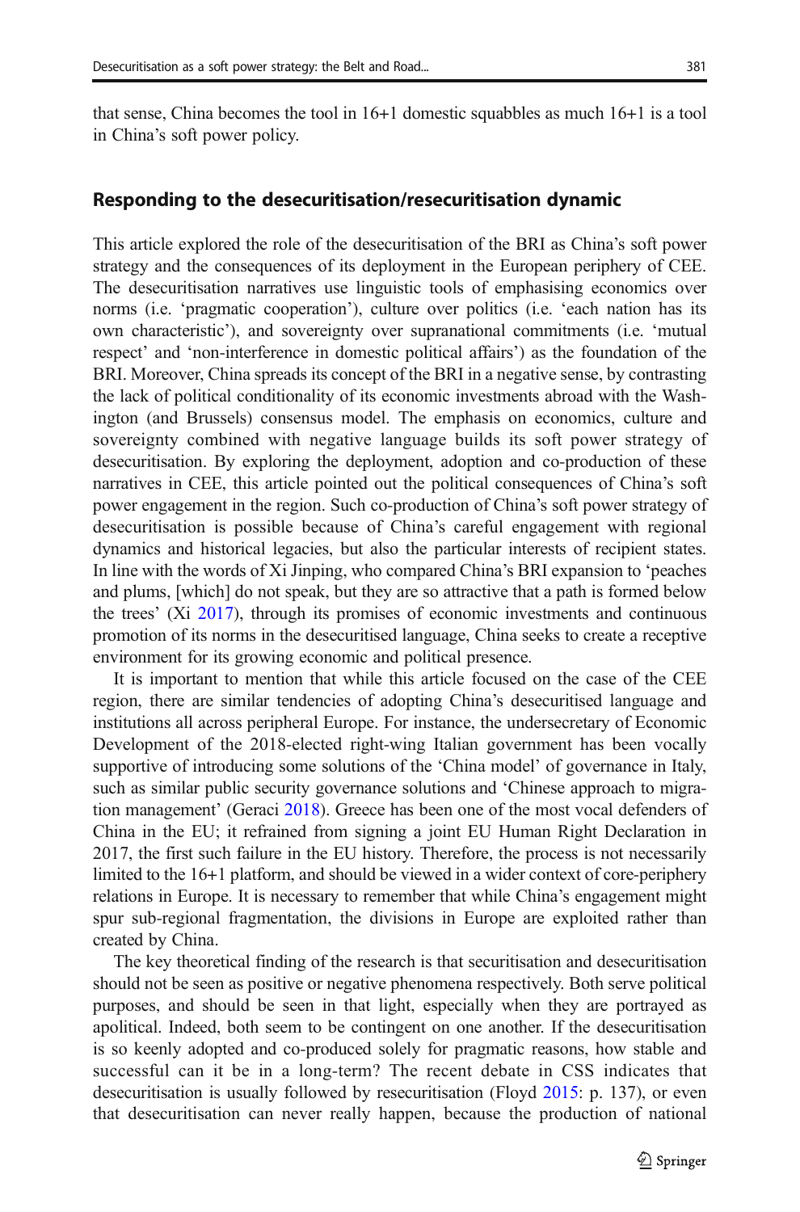that sense, China becomes the tool in 16+1 domestic squabbles as much 16+1 is a tool in China's soft power policy.

## Responding to the desecuritisation/resecuritisation dynamic

This article explored the role of the desecuritisation of the BRI as China's soft power strategy and the consequences of its deployment in the European periphery of CEE. The desecuritisation narratives use linguistic tools of emphasising economics over norms (i.e. 'pragmatic cooperation'), culture over politics (i.e. 'each nation has its own characteristic'), and sovereignty over supranational commitments (i.e. 'mutual respect' and 'non-interference in domestic political affairs') as the foundation of the BRI. Moreover, China spreads its concept of the BRI in a negative sense, by contrasting the lack of political conditionality of its economic investments abroad with the Washington (and Brussels) consensus model. The emphasis on economics, culture and sovereignty combined with negative language builds its soft power strategy of desecuritisation. By exploring the deployment, adoption and co-production of these narratives in CEE, this article pointed out the political consequences of China's soft power engagement in the region. Such co-production of China's soft power strategy of desecuritisation is possible because of China's careful engagement with regional dynamics and historical legacies, but also the particular interests of recipient states. In line with the words of Xi Jinping, who compared China's BRI expansion to 'peaches and plums, [which] do not speak, but they are so attractive that a path is formed below the trees' (Xi 2017), through its promises of economic investments and continuous promotion of its norms in the desecuritised language, China seeks to create a receptive environment for its growing economic and political presence.

It is important to mention that while this article focused on the case of the CEE region, there are similar tendencies of adopting China's desecuritised language and institutions all across peripheral Europe. For instance, the undersecretary of Economic Development of the 2018-elected right-wing Italian government has been vocally supportive of introducing some solutions of the 'China model' of governance in Italy, such as similar public security governance solutions and 'Chinese approach to migration management' (Geraci 2018). Greece has been one of the most vocal defenders of China in the EU; it refrained from signing a joint EU Human Right Declaration in 2017, the first such failure in the EU history. Therefore, the process is not necessarily limited to the 16+1 platform, and should be viewed in a wider context of core-periphery relations in Europe. It is necessary to remember that while China's engagement might spur sub-regional fragmentation, the divisions in Europe are exploited rather than created by China.

The key theoretical finding of the research is that securitisation and desecuritisation should not be seen as positive or negative phenomena respectively. Both serve political purposes, and should be seen in that light, especially when they are portrayed as apolitical. Indeed, both seem to be contingent on one another. If the desecuritisation is so keenly adopted and co-produced solely for pragmatic reasons, how stable and successful can it be in a long-term? The recent debate in CSS indicates that desecuritisation is usually followed by resecuritisation (Floyd 2015: p. 137), or even that desecuritisation can never really happen, because the production of national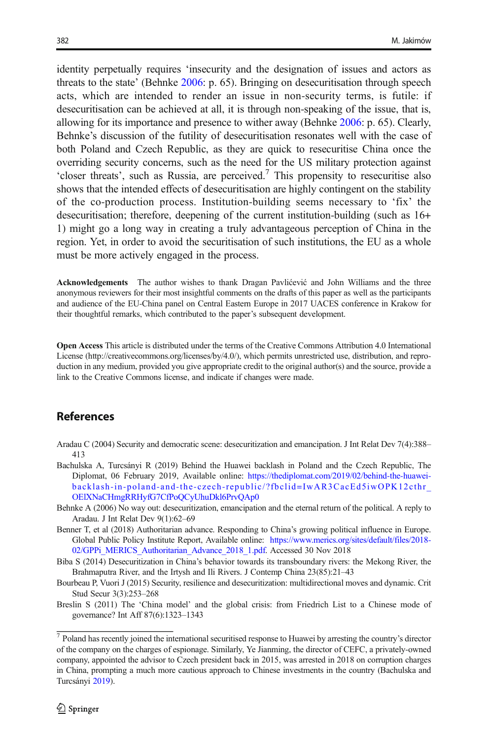identity perpetually requires 'insecurity and the designation of issues and actors as threats to the state' (Behnke 2006: p. 65). Bringing on desecuritisation through speech acts, which are intended to render an issue in non-security terms, is futile: if desecuritisation can be achieved at all, it is through non-speaking of the issue, that is, allowing for its importance and presence to wither away (Behnke 2006: p. 65). Clearly, Behnke's discussion of the futility of desecuritisation resonates well with the case of both Poland and Czech Republic, as they are quick to resecuritise China once the overriding security concerns, such as the need for the US military protection against 'closer threats', such as Russia, are perceived.[7] This propensity to resecuritise also shows that the intended effects of desecuritisation are highly contingent on the stability of the co-production process. Institution-building seems necessary to 'fix' the desecuritisation; therefore, deepening of the current institution-building (such as 16+1) might go a long way in creating a truly advantageous perception of China in the region. Yet, in order to avoid the securitisation of such institutions, the EU as a whole must be more actively engaged in the process.

**Acknowledgements** The author wishes to thank Dragan Pavlićević and John Williams and the three anonymous reviewers for their most insightful comments on the drafts of this paper as well as the participants and audience of the EU-China panel on Central Eastern Europe in 2017 UACES conference in Krakow for their thoughtful remarks, which contributed to the paper's subsequent development.

**Open Access** This article is distributed under the terms of the Creative Commons Attribution 4.0 International License (http://creativecommons.org/licenses/by/4.0/), which permits unrestricted use, distribution, and reproduction in any medium, provided you give appropriate credit to the original author(s) and the source, provide a link to the Creative Commons license, and indicate if changes were made.

## References

Aradau C (2004) Security and democratic scene: desecuritization and emancipation. J Int Relat Dev 7(4):388–413

Bachulska A, Turcsányi R (2019) Behind the Huawei backlash in Poland and the Czech Republic, The Diplomat, 06 February 2019, Available online: https://thediplomat.com/2019/02/behind-the-huawei-backlash-in-poland-and-the-czech-republic/?fbclid=IwAR3CacEd5iwOPK12cthr_OElXNaCHmgRRHyfG7CfPoQCyUhuDkl6PrvQAp0

Behnke A (2006) No way out: desecuritization, emancipation and the eternal return of the political. A reply to Aradau. J Int Relat Dev 9(1):62–69

Benner T, et al (2018) Authoritarian advance. Responding to China's growing political influence in Europe. Global Public Policy Institute Report, Available online: https://www.merics.org/sites/default/files/2018-02/GPPi_MERICS_Authoritarian_Advance_2018_1.pdf. Accessed 30 Nov 2018

Biba S (2014) Desecuritization in China's behavior towards its transboundary rivers: the Mekong River, the Brahmaputra River, and the Irtysh and Ili Rivers. J Contemp China 23(85):21–43

Bourbeau P, Vuori J (2015) Security, resilience and desecuritization: multidirectional moves and dynamic. Crit Stud Secur 3(3):253–268

Breslin S (2011) The 'China model' and the global crisis: from Friedrich List to a Chinese mode of governance? Int Aff 87(6):1323–1343

[7] Poland has recently joined the international securitised response to Huawei by arresting the country's director of the company on the charges of espionage. Similarly, Ye Jianming, the director of CEFC, a privately-owned company, appointed the advisor to Czech president back in 2015, was arrested in 2018 on corruption charges in China, prompting a much more cautious approach to Chinese investments in the country (Bachulska and Turcsányi 2019).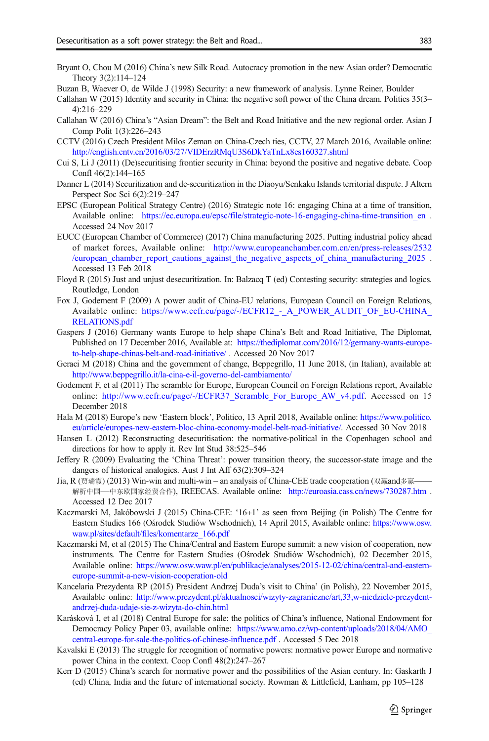Bryant O, Chou M (2016) China's new Silk Road. Autocracy promotion in the new Asian order? Democratic Theory 3(2):114–124

Buzan B, Waever O, de Wilde J (1998) Security: a new framework of analysis. Lynne Reiner, Boulder

Callahan W (2015) Identity and security in China: the negative soft power of the China dream. Politics 35(3–4):216–229

Callahan W (2016) China's "Asian Dream": the Belt and Road Initiative and the new regional order. Asian J Comp Polit 1(3):226–243

CCTV (2016) Czech President Milos Zeman on China-Czech ties, CCTV, 27 March 2016, Available online: http://english.cntv.cn/2016/03/27/VIDErzRMqU3S6DkYaTnLx8es160327.shtml

Cui S, Li J (2011) (De)securitising frontier security in China: beyond the positive and negative debate. Coop Confl 46(2):144–165

Danner L (2014) Securitization and de-securitization in the Diaoyu/Senkaku Islands territorial dispute. J Altern Perspect Soc Sci 6(2):219–247

EPSC (European Political Strategy Centre) (2016) Strategic note 16: engaging China at a time of transition, Available online: https://ec.europa.eu/epsc/file/strategic-note-16-engaging-china-time-transition_en . Accessed 24 Nov 2017

EUCC (European Chamber of Commerce) (2017) China manufacturing 2025. Putting industrial policy ahead of market forces, Available online: http://www.europeanchamber.com.cn/en/press-releases/2532/european_chamber_report_cautions_against_the_negative_aspects_of_china_manufacturing_2025 . Accessed 13 Feb 2018

Floyd R (2015) Just and unjust desecuritization. In: Balzacq T (ed) Contesting security: strategies and logics. Routledge, London

Fox J, Godement F (2009) A power audit of China-EU relations, European Council on Foreign Relations, Available online: https://www.ecfr.eu/page/-/ECFR12_-_A_POWER_AUDIT_OF_EU-CHINA_RELATIONS.pdf

Gaspers J (2016) Germany wants Europe to help shape China's Belt and Road Initiative, The Diplomat, Published on 17 December 2016, Available at: https://thediplomat.com/2016/12/germany-wants-europe-to-help-shape-chinas-belt-and-road-initiative/ . Accessed 20 Nov 2017

Geraci M (2018) China and the government of change, Beppegrillo, 11 June 2018, (in Italian), available at: http://www.beppegrillo.it/la-cina-e-il-governo-del-cambiamento/

Godement F, et al (2011) The scramble for Europe, European Council on Foreign Relations report, Available online: http://www.ecfr.eu/page/-/ECFR37_Scramble_For_Europe_AW_v4.pdf. Accessed on 15 December 2018

Hala M (2018) Europe's new 'Eastern block', Politico, 13 April 2018, Available online: https://www.politico.eu/article/europes-new-eastern-bloc-china-economy-model-belt-road-initiative/. Accessed 30 Nov 2018

Hansen L (2012) Reconstructing desecuritisation: the normative-political in the Copenhagen school and directions for how to apply it. Rev Int Stud 38:525–546

Jeffery R (2009) Evaluating the 'China Threat': power transition theory, the successor-state image and the dangers of historical analogies. Aust J Int Aff 63(2):309–324

Jia, R (贾瑞霞) (2013) Win-win and multi-win – an analysis of China-CEE trade cooperation (双赢and多赢——解析中国—中东欧国家经贸合作), IREECAS. Available online: http://euroasia.cass.cn/news/730287.htm . Accessed 12 Dec 2017

Kaczmarski M, Jakóbowski J (2015) China-CEE: '16+1' as seen from Beijing (in Polish) The Centre for Eastern Studies 166 (Ośrodek Studiów Wschodnich), 14 April 2015, Available online: https://www.osw.waw.pl/sites/default/files/komentarze_166.pdf

Kaczmarski M, et al (2015) The China/Central and Eastern Europe summit: a new vision of cooperation, new instruments. The Centre for Eastern Studies (Ośrodek Studiów Wschodnich), 02 December 2015, Available online: https://www.osw.waw.pl/en/publikacje/analyses/2015-12-02/china/central-and-eastern-europe-summit-a-new-vision-cooperation-old

Kancelaria Prezydenta RP (2015) President Andrzej Duda's visit to China' (in Polish), 22 November 2015, Available online: http://www.prezydent.pl/aktualnosci/wizyty-zagraniczne/art,33,w-niedziele-prezydent-andrzej-duda-udaje-sie-z-wizyta-do-chin.html

Karásková I, et al (2018) Central Europe for sale: the politics of China's influence, National Endowment for Democracy Policy Paper 03, available online: https://www.amo.cz/wp-content/uploads/2018/04/AMO_central-europe-for-sale-the-politics-of-chinese-influence.pdf . Accessed 5 Dec 2018

Kavalski E (2013) The struggle for recognition of normative powers: normative power Europe and normative power China in the context. Coop Confl 48(2):247–267

Kerr D (2015) China's search for normative power and the possibilities of the Asian century. In: Gaskarth J (ed) China, India and the future of international society. Rowman & Littlefield, Lanham, pp 105–128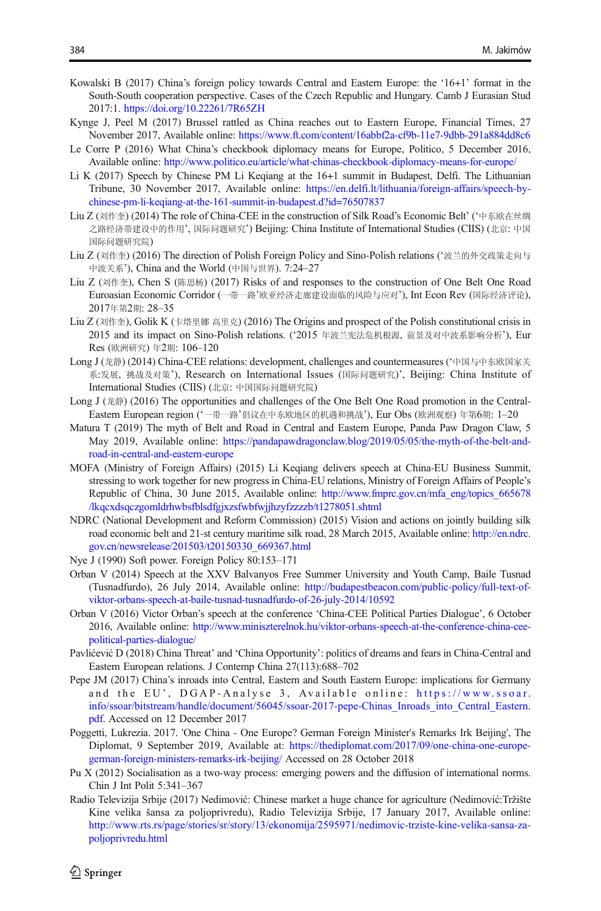Kowalski B (2017) China's foreign policy towards Central and Eastern Europe: the '16+1' format in the South-South cooperation perspective. Cases of the Czech Republic and Hungary. Camb J Eurasian Stud 2017:1. https://doi.org/10.22261/7R65ZH

Kynge J, Peel M (2017) Brussel rattled as China reaches out to Eastern Europe, Financial Times, 27 November 2017, Available online: https://www.ft.com/content/16abbf2a-cf9b-11e7-9dbb-291a884dd8c6

Le Corre P (2016) What China's checkbook diplomacy means for Europe, Politico, 5 December 2016, Available online: http://www.politico.eu/article/what-chinas-checkbook-diplomacy-means-for-europe/

Li K (2017) Speech by Chinese PM Li Keqiang at the 16+1 summit in Budapest, Delfi. The Lithuanian Tribune, 30 November 2017, Available online: https://en.delfi.lt/lithuania/foreign-affairs/speech-by-chinese-pm-li-keqiang-at-the-161-summit-in-budapest.d?id=76507837

Liu Z (刘作奎) (2014) The role of China-CEE in the construction of Silk Road's Economic Belt' ('中东欧在丝绸之路经济带建设中的作用', 国际问题研究') Beijing: China Institute of International Studies (CIIS) (北京: 中国国际问题研究院)

Liu Z (刘作奎) (2016) The direction of Polish Foreign Policy and Sino-Polish relations ('波兰的外交政策走向与中波关系'), China and the World (中国与世界). 7:24–27

Liu Z (刘作奎), Chen S (陈思杨) (2017) Risks of and responses to the construction of One Belt One Road Euroasian Economic Corridor (一带一路'欧亚经济走廊建设面临的风险与应对'), Int Econ Rev (国际经济评论), 2017年第2期: 28–35

Liu Z (刘作奎), Golik K (卡塔里娜 高里克) (2016) The Origins and prospect of the Polish constitutional crisis in 2015 and its impact on Sino-Polish relations. ('2015 年波兰宪法危机根源, 前景及对中波关系影响分析'), Eur Res (欧洲研究) 年2期: 106–120

Long J (龙静) (2014) China-CEE relations: development, challenges and countermeasures ('中国与中东欧国家关系:发展, 挑战及对策'), Research on International Issues (国际问题研究)', Beijing: China Institute of International Studies (CIIS) (北京: 中国国际问题研究院)

Long J (龙静) (2016) The opportunities and challenges of the One Belt One Road promotion in the Central-Eastern European region ('一带一路'倡议在中东欧地区的机遇和挑战'), Eur Obs (欧洲观察) 年第6期: 1–20

Matura T (2019) The myth of Belt and Road in Central and Eastern Europe, Panda Paw Dragon Claw, 5 May 2019, Available online: https://pandapawdragonclaw.blog/2019/05/05/the-myth-of-the-belt-and-road-in-central-and-eastern-europe

MOFA (Ministry of Foreign Affairs) (2015) Li Keqiang delivers speech at China-EU Business Summit, stressing to work together for new progress in China-EU relations, Ministry of Foreign Affairs of People's Republic of China, 30 June 2015, Available online: http://www.fmprc.gov.cn/mfa_eng/topics_665678/lkqcxdsqczgomldrhwbsfblsdfgjxzsfwbfwjjhzyfzzzzb/t1278051.shtml

NDRC (National Development and Reform Commission) (2015) Vision and actions on jointly building silk road economic belt and 21-st century maritime silk road, 28 March 2015, Available online: http://en.ndrc.gov.cn/newsrelease/201503/t20150330_669367.html

Nye J (1990) Soft power. Foreign Policy 80:153–171

Orban V (2014) Speech at the XXV Balvanyos Free Summer University and Youth Camp, Baile Tusnad (Tusnadfurdo), 26 July 2014, Available online: http://budapestbeacon.com/public-policy/full-text-of-viktor-orbans-speech-at-baile-tusnad-tusnadfurdo-of-26-july-2014/10592

Orban V (2016) Victor Orban's speech at the conference 'China-CEE Political Parties Dialogue', 6 October 2016, Available online: http://www.miniszterelnok.hu/viktor-orbans-speech-at-the-conference-china-cee-political-parties-dialogue/

Pavlićević D (2018) China Threat' and 'China Opportunity': politics of dreams and fears in China-Central and Eastern European relations. J Contemp China 27(113):688–702

Pepe JM (2017) China's inroads into Central, Eastern and South Eastern Europe: implications for Germany and the EU', DGAP-Analyse 3, Available online: https://www.ssoar.info/ssoar/bitstream/handle/document/56045/ssoar-2017-pepe-Chinas_Inroads_into_Central_Eastern.pdf. Accessed on 12 December 2017

Poggetti, Lukrezia. 2017. 'One China - One Europe? German Foreign Minister's Remarks Irk Beijing', The Diplomat, 9 September 2019, Available at: https://thediplomat.com/2017/09/one-china-one-europe-german-foreign-ministers-remarks-irk-beijing/ Accessed on 28 October 2018

Pu X (2012) Socialisation as a two-way process: emerging powers and the diffusion of international norms. Chin J Int Polit 5:341–367

Radio Televizija Srbije (2017) Nedimović: Chinese market a huge chance for agriculture (Nedimović:Tržište Kine velika šansa za poljoprivredu), Radio Televizija Srbije, 17 January 2017, Available online: http://www.rts.rs/page/stories/sr/story/13/ekonomija/2595971/nedimovic-trziste-kine-velika-sansa-za-poljoprivredu.html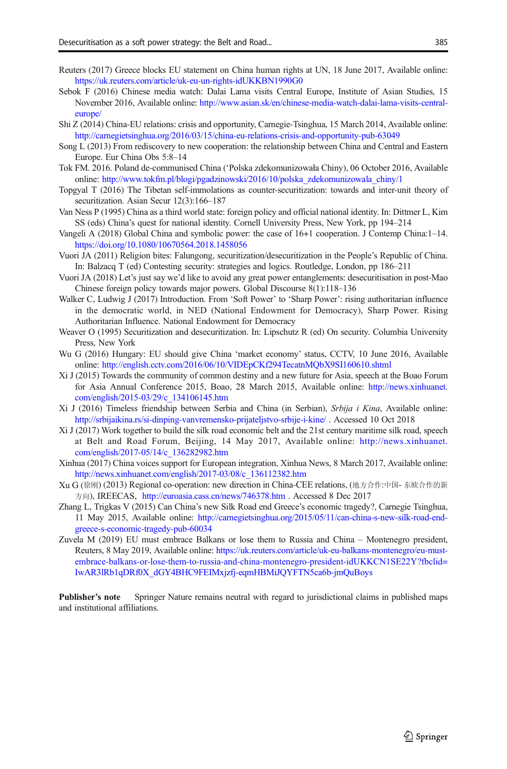Reuters (2017) Greece blocks EU statement on China human rights at UN, 18 June 2017, Available online: https://uk.reuters.com/article/uk-eu-un-rights-idUKKBN1990G0

Sebok F (2016) Chinese media watch: Dalai Lama visits Central Europe, Institute of Asian Studies, 15 November 2016, Available online: http://www.asian.sk/en/chinese-media-watch-dalai-lama-visits-central-europe/

Shi Z (2014) China-EU relations: crisis and opportunity, Carnegie-Tsinghua, 15 March 2014, Available online: http://carnegietsinghua.org/2016/03/15/china-eu-relations-crisis-and-opportunity-pub-63049

Song L (2013) From rediscovery to new cooperation: the relationship between China and Central and Eastern Europe. Eur China Obs 5:8–14

Tok FM. 2016. Poland de-communised China ('Polska zdekomunizowała Chiny), 06 October 2016, Available online: http://www.tokfm.pl/blogi/pgadzinowski/2016/10/polska_zdekomunizowala_chiny/1

Topgyal T (2016) The Tibetan self-immolations as counter-securitization: towards and inter-unit theory of securitization. Asian Secur 12(3):166–187

Van Ness P (1995) China as a third world state: foreign policy and official national identity. In: Dittmer L, Kim SS (eds) China's quest for national identity. Cornell University Press, New York, pp 194–214

Vangeli A (2018) Global China and symbolic power: the case of 16+1 cooperation. J Contemp China:1–14. https://doi.org/10.1080/10670564.2018.1458056

Vuori JA (2011) Religion bites: Falungong, securitization/desecuritization in the People's Republic of China. In: Balzacq T (ed) Contesting security: strategies and logics. Routledge, London, pp 186–211

Vuori JA (2018) Let's just say we'd like to avoid any great power entanglements: desecuritisation in post-Mao Chinese foreign policy towards major powers. Global Discourse 8(1):118–136

Walker C, Ludwig J (2017) Introduction. From 'Soft Power' to 'Sharp Power': rising authoritarian influence in the democratic world, in NED (National Endowment for Democracy), Sharp Power. Rising Authoritarian Influence. National Endowment for Democracy

Weaver O (1995) Securitization and desecuritization. In: Lipschutz R (ed) On security. Columbia University Press, New York

Wu G (2016) Hungary: EU should give China 'market economy' status, CCTV, 10 June 2016, Available online: http://english.cctv.com/2016/06/10/VIDEpCKf294TecatnMQbX9SI160610.shtml

Xi J (2015) Towards the community of common destiny and a new future for Asia, speech at the Boao Forum for Asia Annual Conference 2015, Boao, 28 March 2015, Available online: http://news.xinhuanet.com/english/2015-03/29/c_134106145.htm

Xi J (2016) Timeless friendship between Serbia and China (in Serbian), *Srbija i Kina*, Available online: http://srbijaikina.rs/si-dinping-vanvremensko-prijateljstvo-srbije-i-kine/ . Accessed 10 Oct 2018

Xi J (2017) Work together to build the silk road economic belt and the 21st century maritime silk road, speech at Belt and Road Forum, Beijing, 14 May 2017, Available online: http://news.xinhuanet.com/english/2017-05/14/c_136282982.htm

Xinhua (2017) China voices support for European integration, Xinhua News, 8 March 2017, Available online: http://news.xinhuanet.com/english/2017-03/08/c_136112382.htm

Xu G (徐刚) (2013) Regional co-operation: new direction in China-CEE relations, (地方合作:中国- 东欧合作的新方向), IREECAS, http://euroasia.cass.cn/news/746378.htm . Accessed 8 Dec 2017

Zhang L, Trigkas V (2015) Can China's new Silk Road end Greece's economic tragedy?, Carnegie Tsinghua, 11 May 2015, Available online: http://carnegietsinghua.org/2015/05/11/can-china-s-new-silk-road-end-greece-s-economic-tragedy-pub-60034

Zuvela M (2019) EU must embrace Balkans or lose them to Russia and China – Montenegro president, Reuters, 8 May 2019, Available online: https://uk.reuters.com/article/uk-eu-balkans-montenegro/eu-must-embrace-balkans-or-lose-them-to-russia-and-china-montenegro-president-idUKKCN1SE22Y?fbclid=IwAR3lRb1qDRf0X_dGY4BHC9FEIMxjzfj-eqmHBMiJQYFTN5ca6b-jmQuBoys

**Publisher's note** Springer Nature remains neutral with regard to jurisdictional claims in published maps and institutional affiliations.